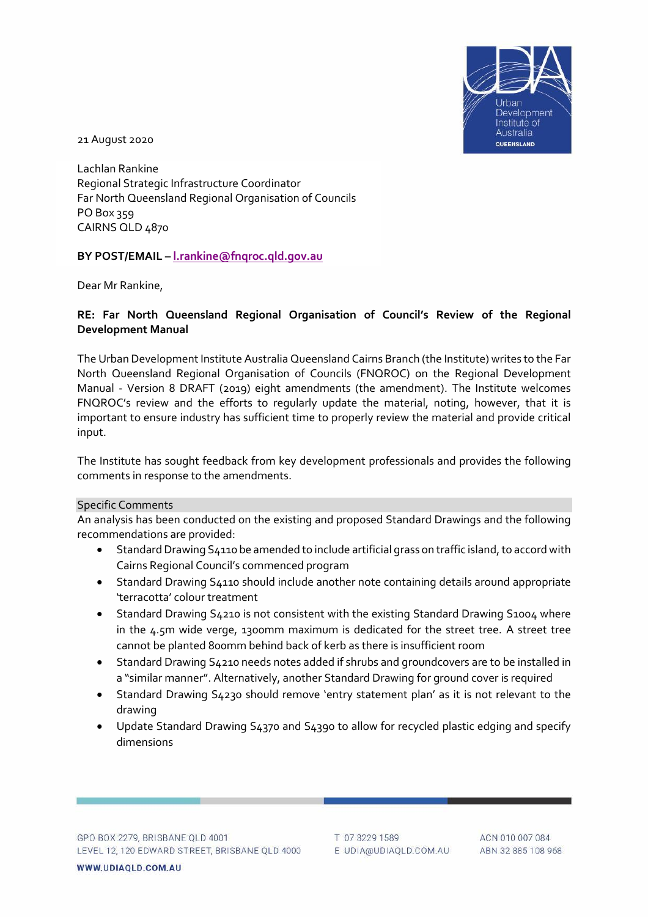21 August 2020

Lachlan Rankine
Regional Strategic Infrastructure Coordinator
Far North Queensland Regional Organisation of Councils
PO Box 359
CAIRNS QLD 4870

**BY POST/EMAIL – l.rankine@fnqroc.qld.gov.au**

Dear Mr Rankine,

**RE: Far North Queensland Regional Organisation of Council's Review of the Regional Development Manual**

The Urban Development Institute Australia Queensland Cairns Branch (the Institute) writes to the Far North Queensland Regional Organisation of Councils (FNQROC) on the Regional Development Manual - Version 8 DRAFT (2019) eight amendments (the amendment). The Institute welcomes FNQROC's review and the efforts to regularly update the material, noting, however, that it is important to ensure industry has sufficient time to properly review the material and provide critical input.

The Institute has sought feedback from key development professionals and provides the following comments in response to the amendments.

## Specific Comments

An analysis has been conducted on the existing and proposed Standard Drawings and the following recommendations are provided:

- Standard Drawing S4110 be amended to include artificial grass on traffic island, to accord with Cairns Regional Council's commenced program
- Standard Drawing S4110 should include another note containing details around appropriate 'terracotta' colour treatment
- Standard Drawing S4210 is not consistent with the existing Standard Drawing S1004 where in the 4.5m wide verge, 1300mm maximum is dedicated for the street tree. A street tree cannot be planted 800mm behind back of kerb as there is insufficient room
- Standard Drawing S4210 needs notes added if shrubs and groundcovers are to be installed in a "similar manner". Alternatively, another Standard Drawing for ground cover is required
- Standard Drawing S4230 should remove 'entry statement plan' as it is not relevant to the drawing
- Update Standard Drawing S4370 and S4390 to allow for recycled plastic edging and specify dimensions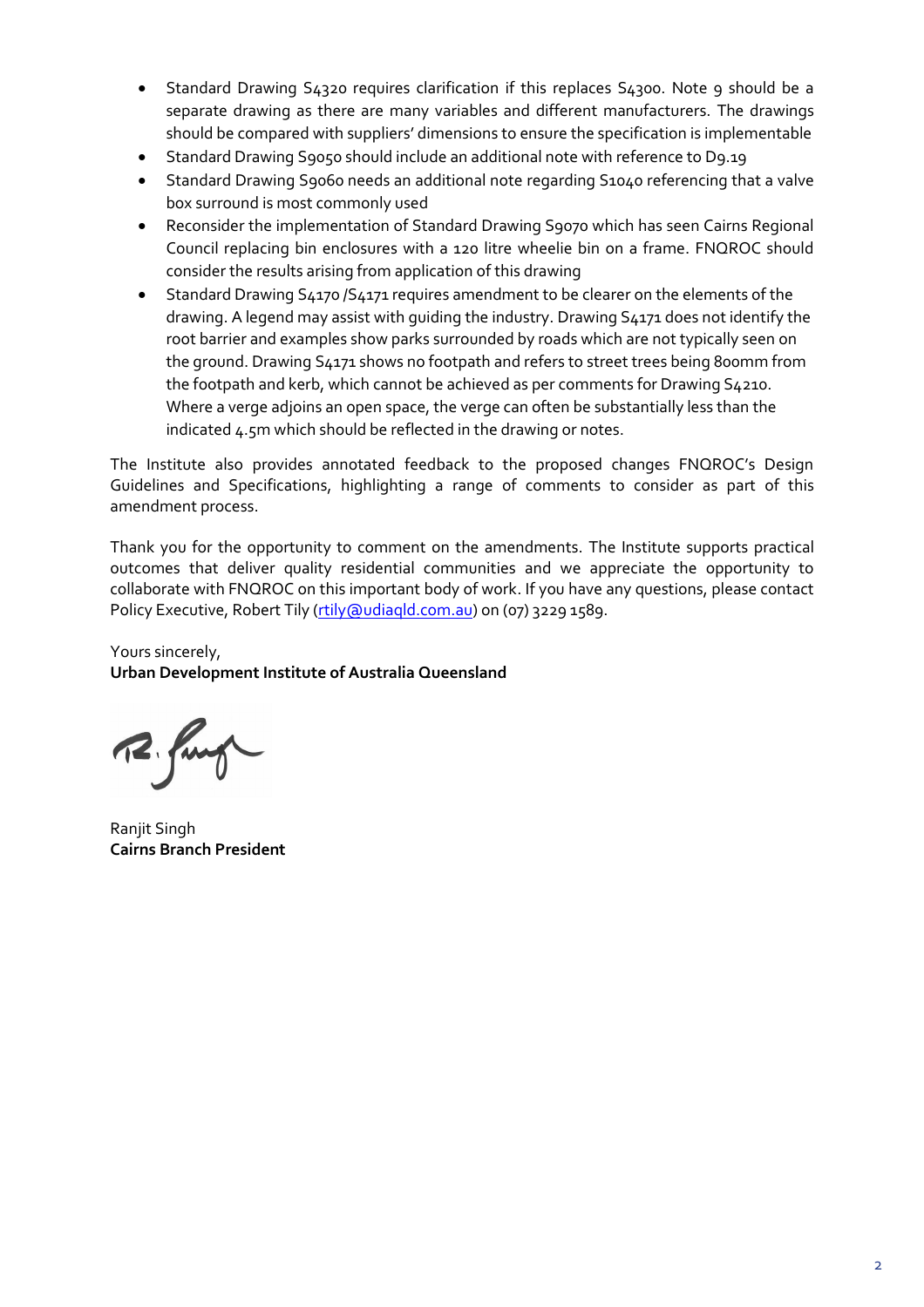- Standard Drawing S4320 requires clarification if this replaces S4300. Note 9 should be a separate drawing as there are many variables and different manufacturers. The drawings should be compared with suppliers' dimensions to ensure the specification is implementable
- Standard Drawing S9050 should include an additional note with reference to D9.19
- Standard Drawing S9060 needs an additional note regarding S1040 referencing that a valve box surround is most commonly used
- Reconsider the implementation of Standard Drawing S9070 which has seen Cairns Regional Council replacing bin enclosures with a 120 litre wheelie bin on a frame. FNQROC should consider the results arising from application of this drawing
- Standard Drawing S4170 /S4171 requires amendment to be clearer on the elements of the drawing. A legend may assist with guiding the industry. Drawing S4171 does not identify the root barrier and examples show parks surrounded by roads which are not typically seen on the ground. Drawing S4171 shows no footpath and refers to street trees being 800mm from the footpath and kerb, which cannot be achieved as per comments for Drawing S4210. Where a verge adjoins an open space, the verge can often be substantially less than the indicated 4.5m which should be reflected in the drawing or notes.

The Institute also provides annotated feedback to the proposed changes FNQROC's Design Guidelines and Specifications, highlighting a range of comments to consider as part of this amendment process.

Thank you for the opportunity to comment on the amendments. The Institute supports practical outcomes that deliver quality residential communities and we appreciate the opportunity to collaborate with FNQROC on this important body of work. If you have any questions, please contact Policy Executive, Robert Tily (rtily@udiaqld.com.au) on (07) 3229 1589.

Yours sincerely,
**Urban Development Institute of Australia Queensland**

Ranjit Singh
**Cairns Branch President**